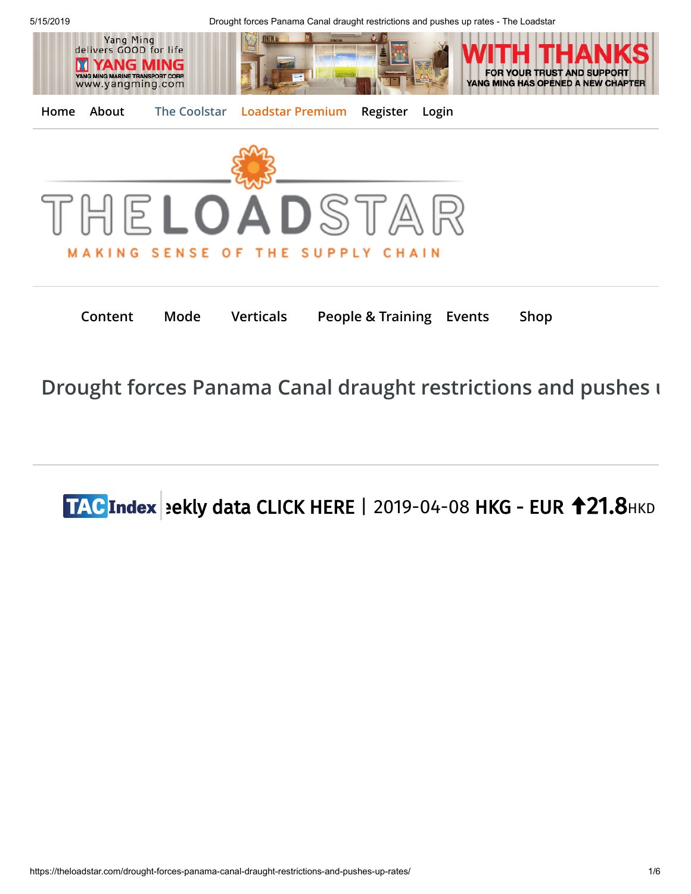Home About The Coolstar Loadstar Premium Register Login

THE LOADSTAR

MAKING SENSE OF THE SUPPLY CHAIN

Content Mode Verticals People & Training Events Shop

# Drought forces Panama Canal draught restrictions and pushes u

TAC Index ɛekly data CLICK HERE | 2019-04-08 HKG - EUR ↑21.8 HKD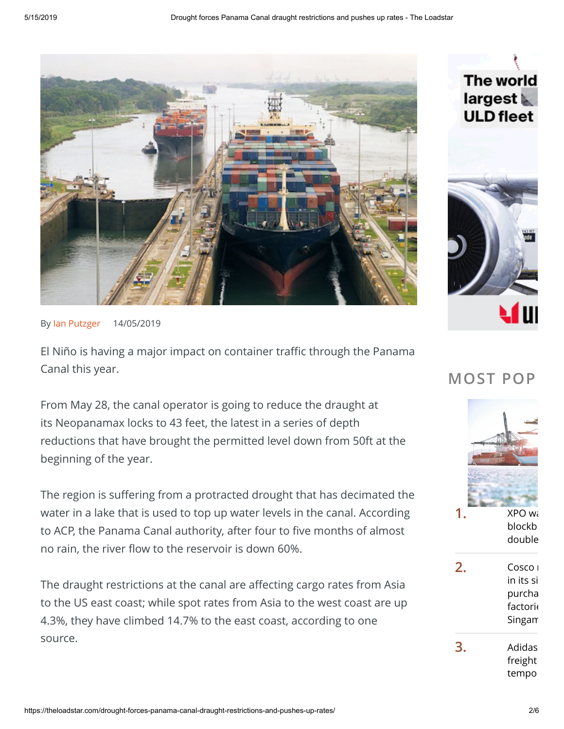By Ian Putzger 14/05/2019

El Niño is having a major impact on container traffic through the Panama Canal this year.

From May 28, the canal operator is going to reduce the draught at its Neopanamax locks to 43 feet, the latest in a series of depth reductions that have brought the permitted level down from 50ft at the beginning of the year.

The region is suffering from a protracted drought that has decimated the water in a lake that is used to top up water levels in the canal. According to ACP, the Panama Canal authority, after four to five months of almost no rain, the river flow to the reservoir is down 60%.

The draught restrictions at the canal are affecting cargo rates from Asia to the US east coast; while spot rates from Asia to the west coast are up 4.3%, they have climbed 14.7% to the east coast, according to one source.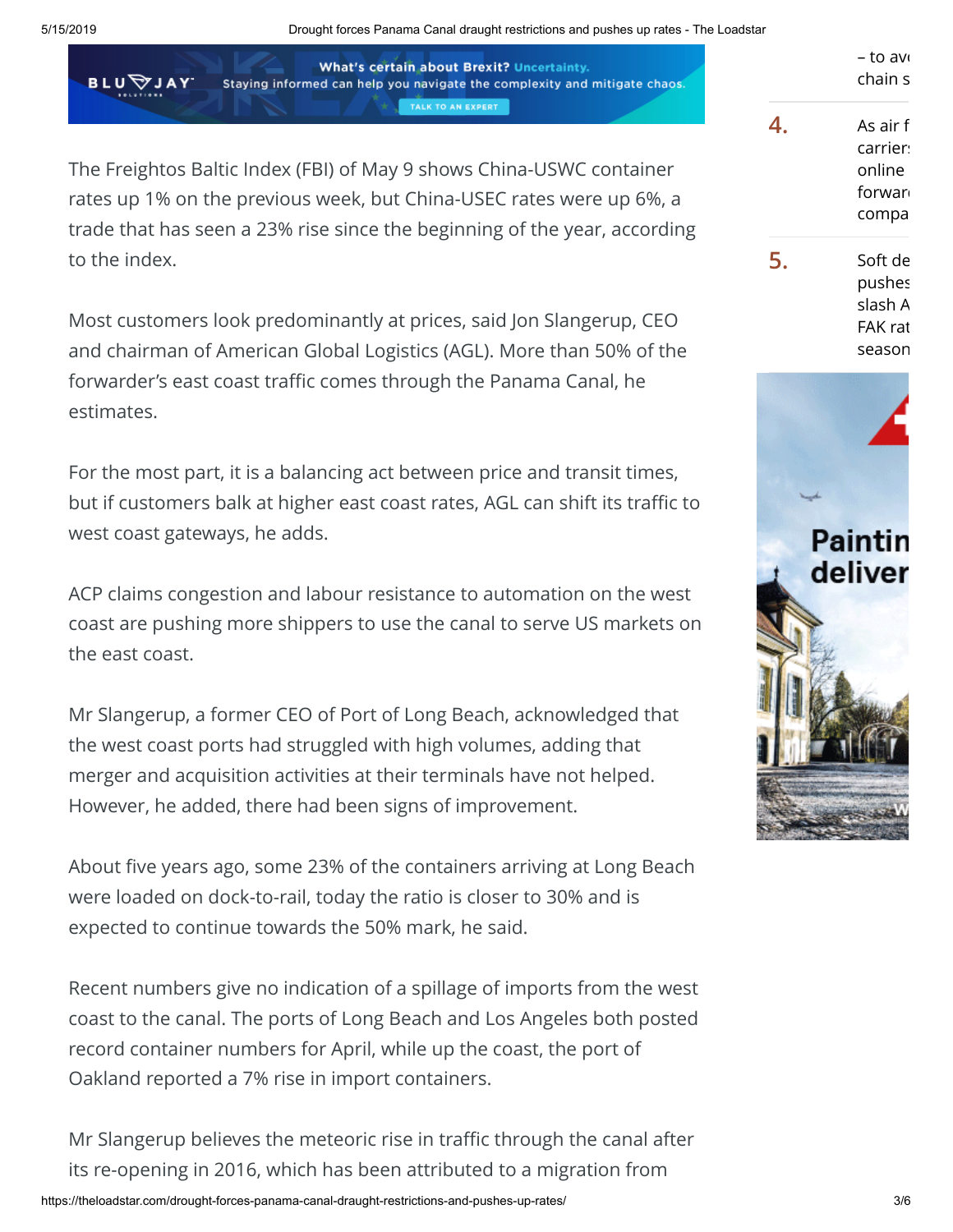The Freightos Baltic Index (FBI) of May 9 shows China-USWC container rates up 1% on the previous week, but China-USEC rates were up 6%, a trade that has seen a 23% rise since the beginning of the year, according to the index.

Most customers look predominantly at prices, said Jon Slangerup, CEO and chairman of American Global Logistics (AGL). More than 50% of the forwarder's east coast traffic comes through the Panama Canal, he estimates.

For the most part, it is a balancing act between price and transit times, but if customers balk at higher east coast rates, AGL can shift its traffic to west coast gateways, he adds.

ACP claims congestion and labour resistance to automation on the west coast are pushing more shippers to use the canal to serve US markets on the east coast.

Mr Slangerup, a former CEO of Port of Long Beach, acknowledged that the west coast ports had struggled with high volumes, adding that merger and acquisition activities at their terminals have not helped. However, he added, there had been signs of improvement.

About five years ago, some 23% of the containers arriving at Long Beach were loaded on dock-to-rail, today the ratio is closer to 30% and is expected to continue towards the 50% mark, he said.

Recent numbers give no indication of a spillage of imports from the west coast to the canal. The ports of Long Beach and Los Angeles both posted record container numbers for April, while up the coast, the port of Oakland reported a 7% rise in import containers.

Mr Slangerup believes the meteoric rise in traffic through the canal after its re-opening in 2016, which has been attributed to a migration from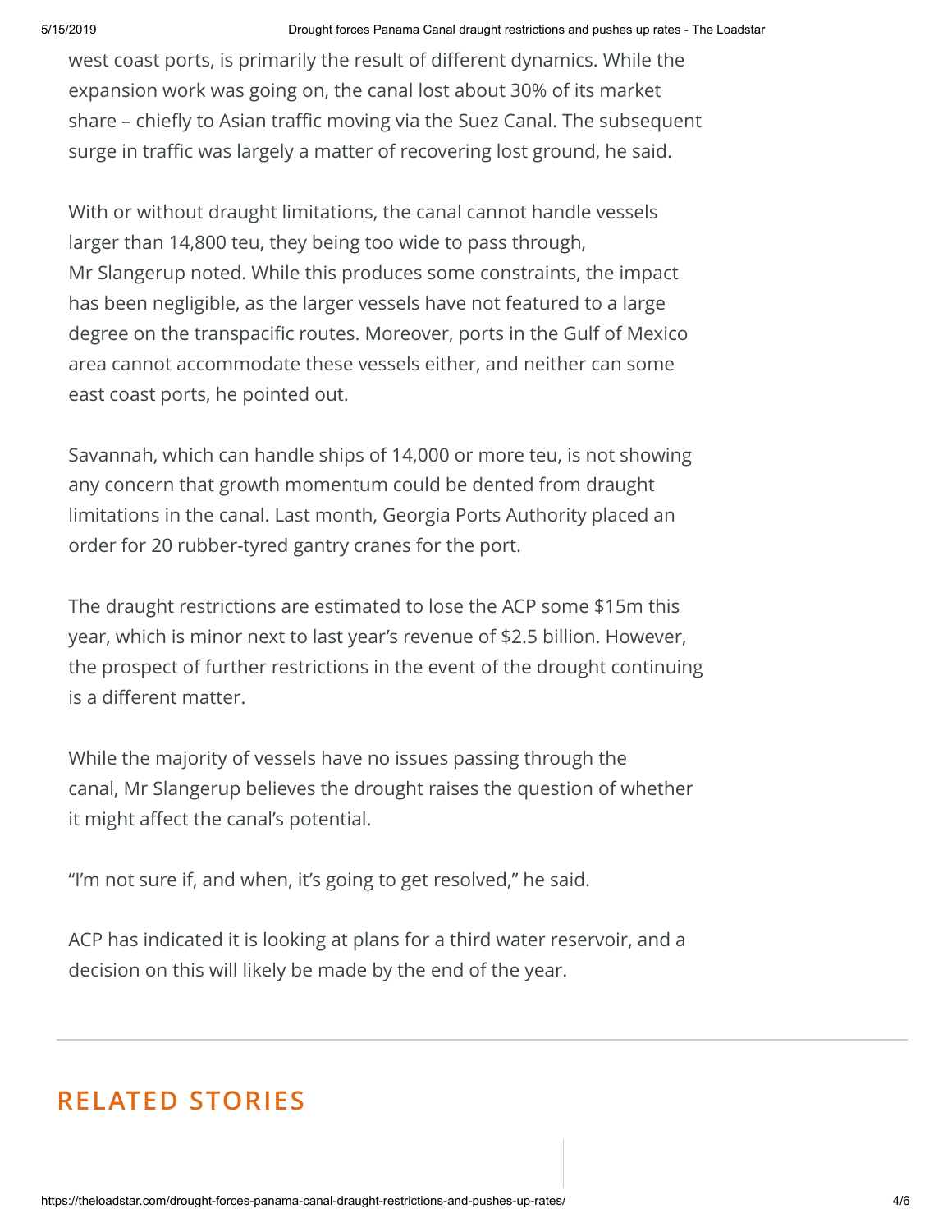west coast ports, is primarily the result of different dynamics. While the expansion work was going on, the canal lost about 30% of its market share – chiefly to Asian traffic moving via the Suez Canal. The subsequent surge in traffic was largely a matter of recovering lost ground, he said.

With or without draught limitations, the canal cannot handle vessels larger than 14,800 teu, they being too wide to pass through, Mr Slangerup noted. While this produces some constraints, the impact has been negligible, as the larger vessels have not featured to a large degree on the transpacific routes. Moreover, ports in the Gulf of Mexico area cannot accommodate these vessels either, and neither can some east coast ports, he pointed out.

Savannah, which can handle ships of 14,000 or more teu, is not showing any concern that growth momentum could be dented from draught limitations in the canal. Last month, Georgia Ports Authority placed an order for 20 rubber-tyred gantry cranes for the port.

The draught restrictions are estimated to lose the ACP some $15m this year, which is minor next to last year's revenue of $2.5 billion. However, the prospect of further restrictions in the event of the drought continuing is a different matter.

While the majority of vessels have no issues passing through the canal, Mr Slangerup believes the drought raises the question of whether it might affect the canal's potential.

"I'm not sure if, and when, it's going to get resolved," he said.

ACP has indicated it is looking at plans for a third water reservoir, and a decision on this will likely be made by the end of the year.

## RELATED STORIES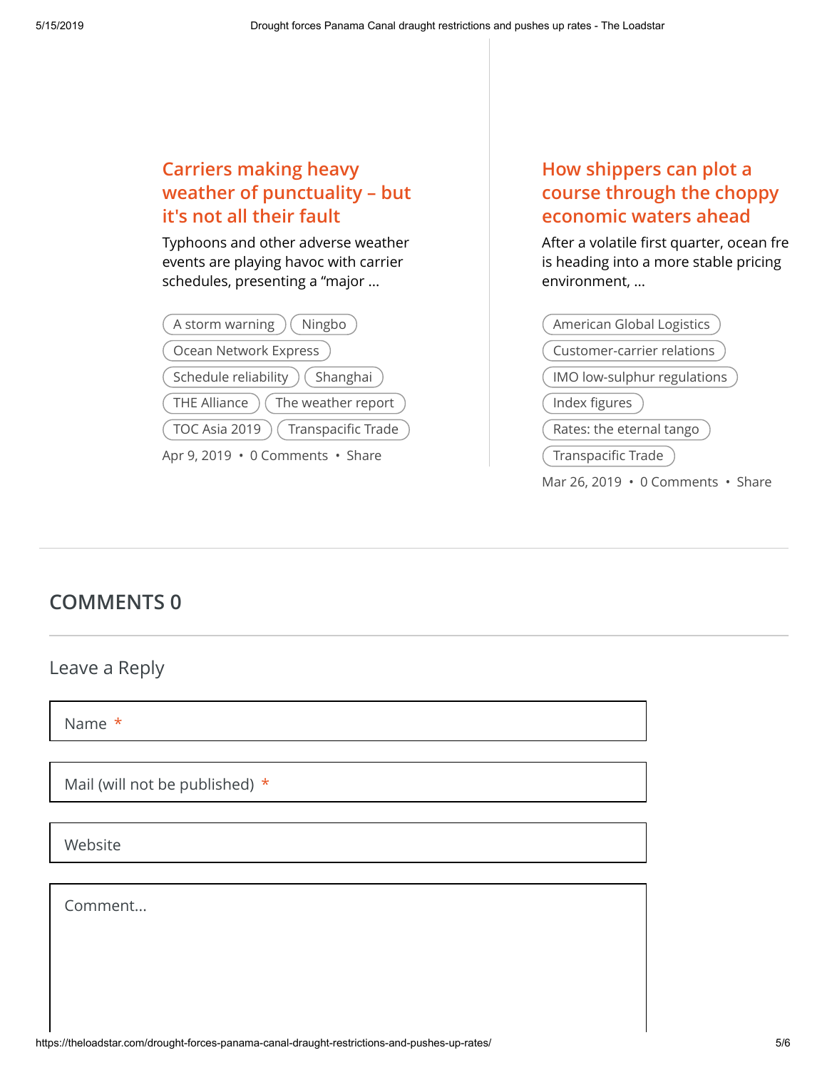### Carriers making heavy weather of punctuality – but it's not all their fault

Typhoons and other adverse weather events are playing havoc with carrier schedules, presenting a "major ...

A storm warning | Ningbo | Ocean Network Express | Schedule reliability | Shanghai | THE Alliance | The weather report | TOC Asia 2019 | Transpacific Trade

Apr 9, 2019 • 0 Comments • Share

### How shippers can plot a course through the choppy economic waters ahead

After a volatile first quarter, ocean fre is heading into a more stable pricing environment, ...

American Global Logistics | Customer-carrier relations | IMO low-sulphur regulations | Index figures | Rates: the eternal tango | Transpacific Trade

Mar 26, 2019 • 0 Comments • Share

## COMMENTS 0

### Leave a Reply

Name *

Mail (will not be published) *

Website

Comment...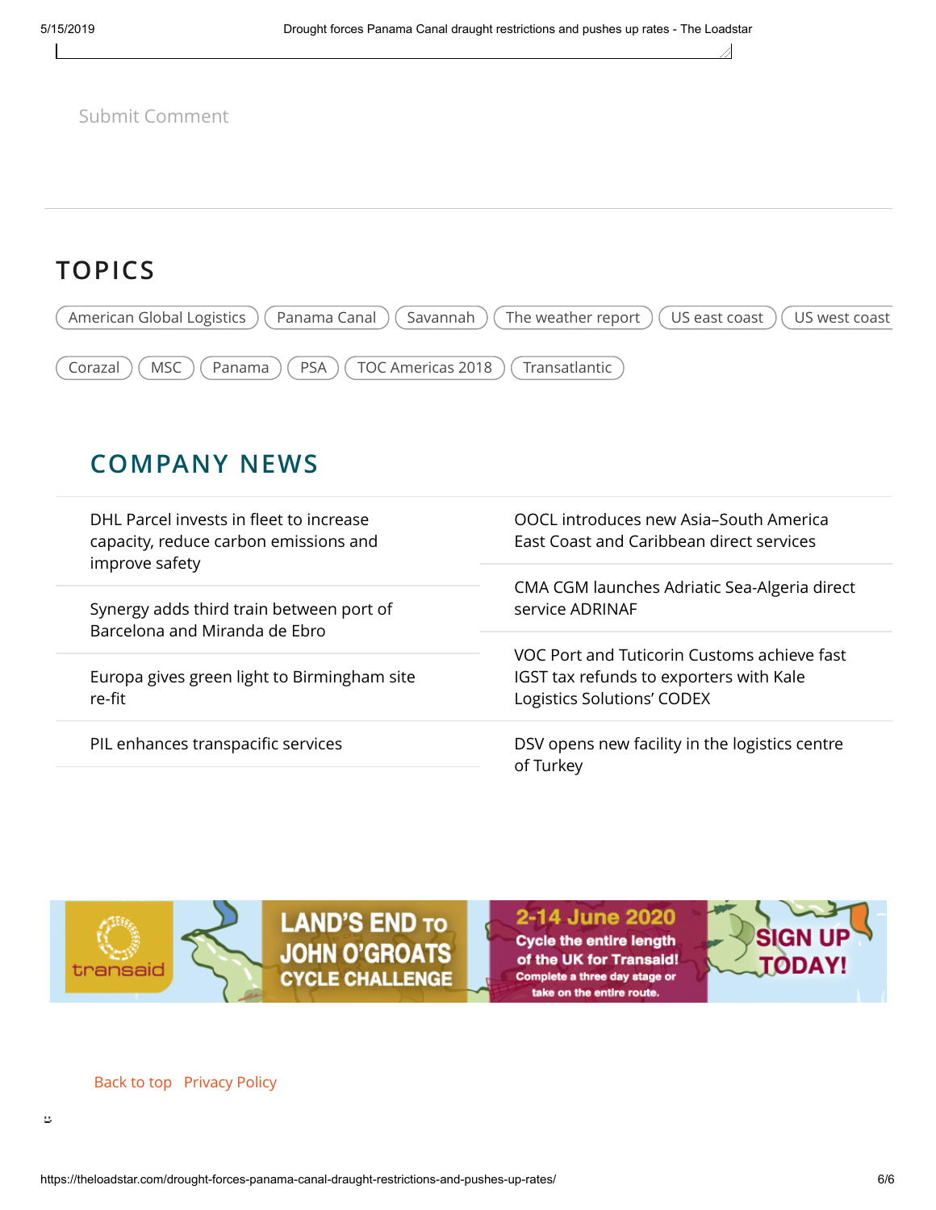Submit Comment

## TOPICS

American Global Logistics · Panama Canal · Savannah · The weather report · US east coast · US west coast · Corazal · MSC · Panama · PSA · TOC Americas 2018 · Transatlantic

## COMPANY NEWS

- DHL Parcel invests in fleet to increase capacity, reduce carbon emissions and improve safety
- Synergy adds third train between port of Barcelona and Miranda de Ebro
- Europa gives green light to Birmingham site re-fit
- PIL enhances transpacific services
- OOCL introduces new Asia–South America East Coast and Caribbean direct services
- CMA CGM launches Adriatic Sea-Algeria direct service ADRINAF
- VOC Port and Tuticorin Customs achieve fast IGST tax refunds to exporters with Kale Logistics Solutions' CODEX
- DSV opens new facility in the logistics centre of Turkey

transaid LAND'S END TO JOHN O'GROATS CYCLE CHALLENGE 2-14 June 2020 Cycle the entire length of the UK for Transaid! Complete a three day stage or take on the entire route. SIGN UP TODAY!

Back to top Privacy Policy